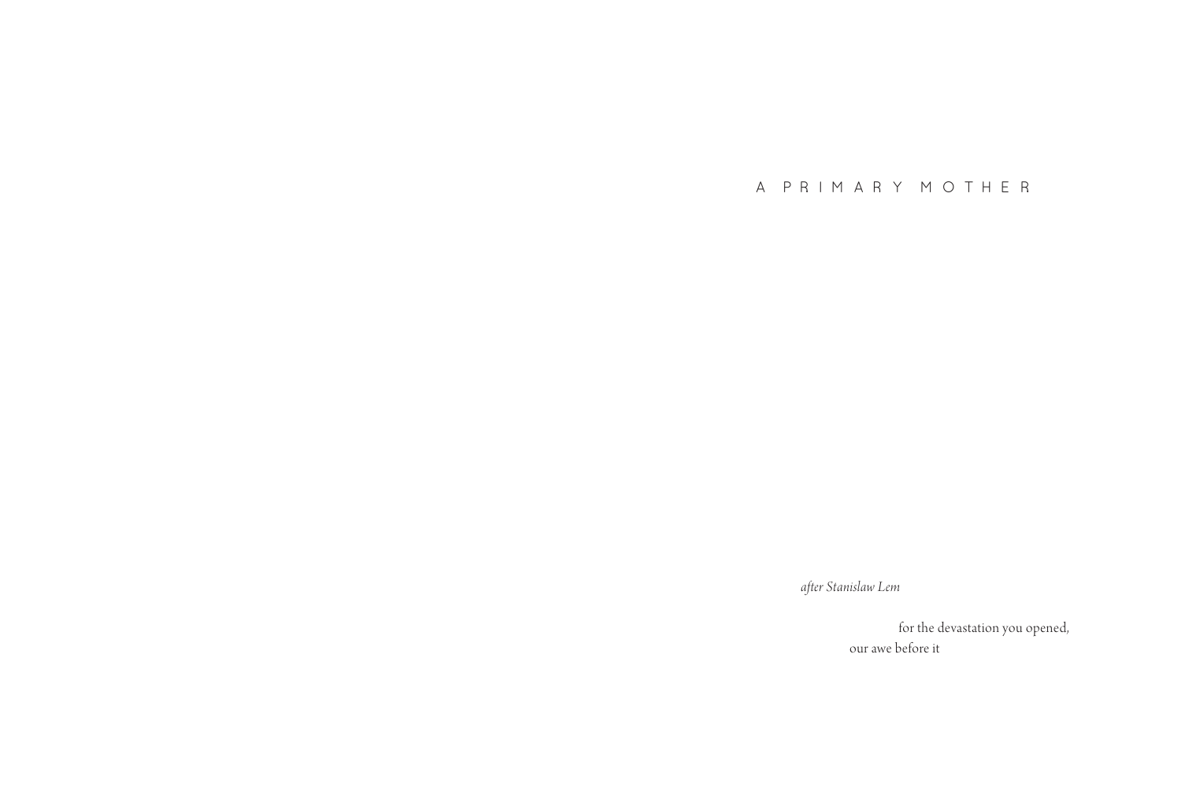# A PRIMARY MOTHER

*after Stanislaw Lem*

for the devastation you opened,
our awe before it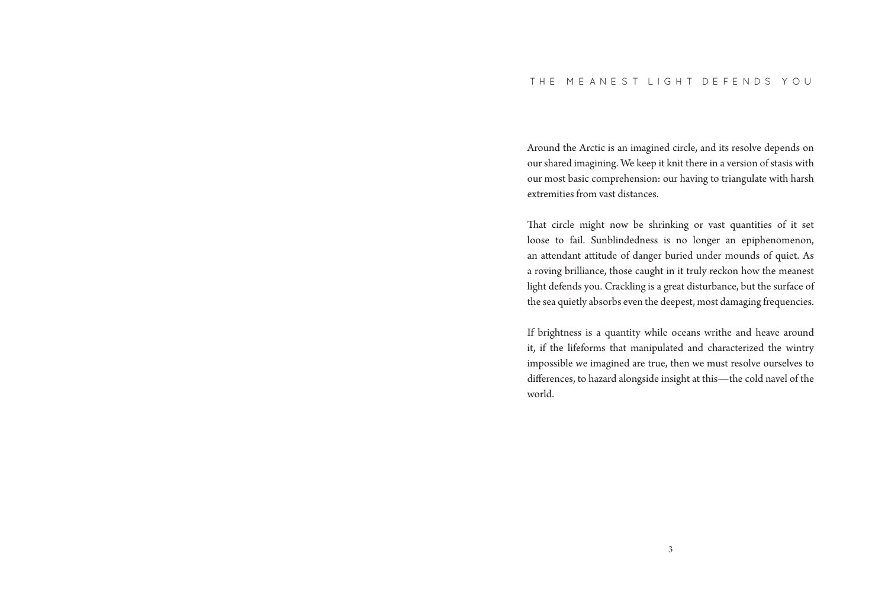# THE MEANEST LIGHT DEFENDS YOU

Around the Arctic is an imagined circle, and its resolve depends on our shared imagining. We keep it knit there in a version of stasis with our most basic comprehension: our having to triangulate with harsh extremities from vast distances.

That circle might now be shrinking or vast quantities of it set loose to fail. Sunblindedness is no longer an epiphenomenon, an attendant attitude of danger buried under mounds of quiet. As a roving brilliance, those caught in it truly reckon how the meanest light defends you. Crackling is a great disturbance, but the surface of the sea quietly absorbs even the deepest, most damaging frequencies.

If brightness is a quantity while oceans writhe and heave around it, if the lifeforms that manipulated and characterized the wintry impossible we imagined are true, then we must resolve ourselves to differences, to hazard alongside insight at this—the cold navel of the world.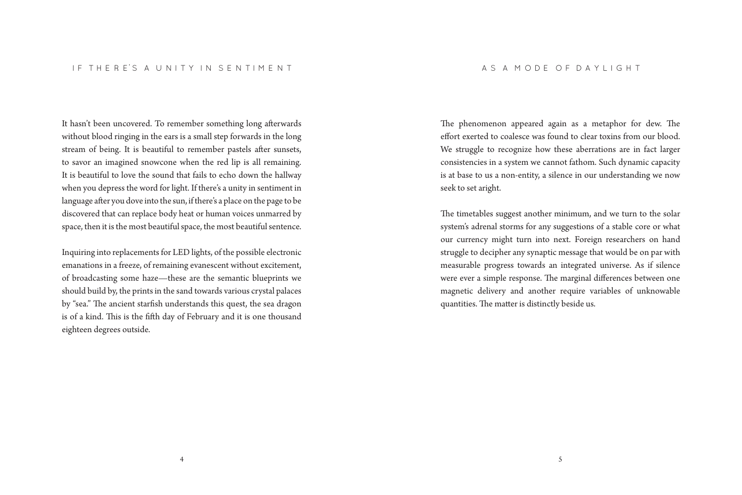## IF THERE'S A UNITY IN SENTIMENT

It hasn't been uncovered. To remember something long afterwards without blood ringing in the ears is a small step forwards in the long stream of being. It is beautiful to remember pastels after sunsets, to savor an imagined snowcone when the red lip is all remaining. It is beautiful to love the sound that fails to echo down the hallway when you depress the word for light. If there's a unity in sentiment in language after you dove into the sun, if there's a place on the page to be discovered that can replace body heat or human voices unmarred by space, then it is the most beautiful space, the most beautiful sentence.

Inquiring into replacements for LED lights, of the possible electronic emanations in a freeze, of remaining evanescent without excitement, of broadcasting some haze—these are the semantic blueprints we should build by, the prints in the sand towards various crystal palaces by "sea." The ancient starfish understands this quest, the sea dragon is of a kind. This is the fifth day of February and it is one thousand eighteen degrees outside.

## AS A MODE OF DAYLIGHT

The phenomenon appeared again as a metaphor for dew. The effort exerted to coalesce was found to clear toxins from our blood. We struggle to recognize how these aberrations are in fact larger consistencies in a system we cannot fathom. Such dynamic capacity is at base to us a non-entity, a silence in our understanding we now seek to set aright.

The timetables suggest another minimum, and we turn to the solar system's adrenal storms for any suggestions of a stable core or what our currency might turn into next. Foreign researchers on hand struggle to decipher any synaptic message that would be on par with measurable progress towards an integrated universe. As if silence were ever a simple response. The marginal differences between one magnetic delivery and another require variables of unknowable quantities. The matter is distinctly beside us.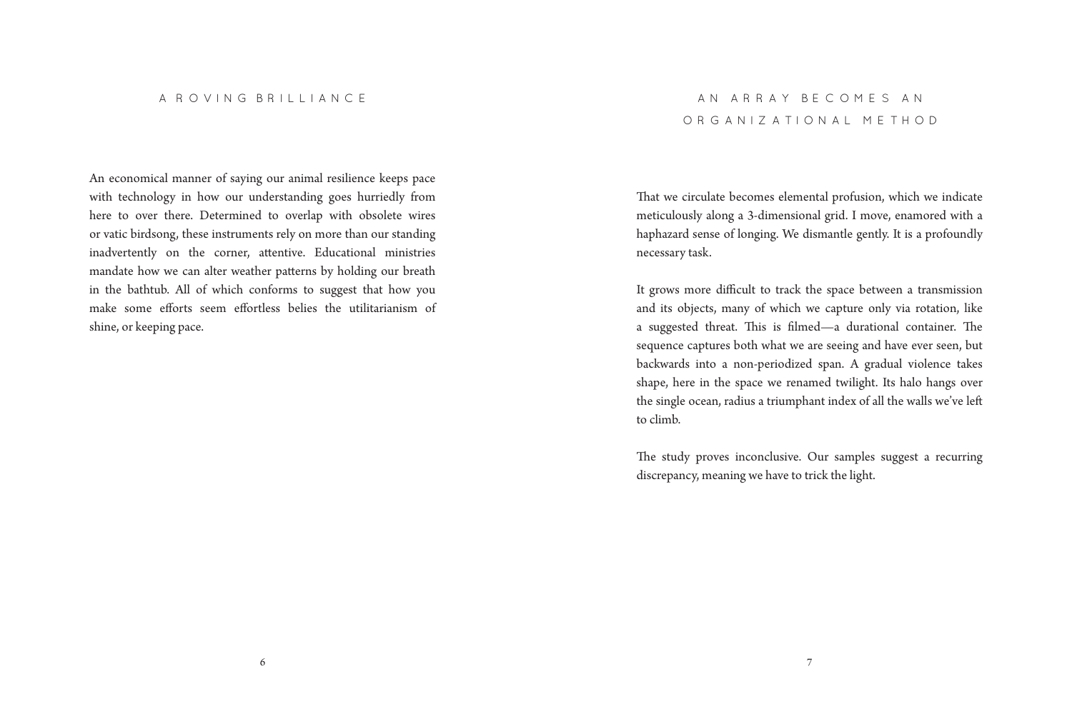## A ROVING BRILLIANCE

An economical manner of saying our animal resilience keeps pace with technology in how our understanding goes hurriedly from here to over there. Determined to overlap with obsolete wires or vatic birdsong, these instruments rely on more than our standing inadvertently on the corner, attentive. Educational ministries mandate how we can alter weather patterns by holding our breath in the bathtub. All of which conforms to suggest that how you make some efforts seem effortless belies the utilitarianism of shine, or keeping pace.

## AN ARRAY BECOMES AN ORGANIZATIONAL METHOD

That we circulate becomes elemental profusion, which we indicate meticulously along a 3-dimensional grid. I move, enamored with a haphazard sense of longing. We dismantle gently. It is a profoundly necessary task.

It grows more difficult to track the space between a transmission and its objects, many of which we capture only via rotation, like a suggested threat. This is filmed—a durational container. The sequence captures both what we are seeing and have ever seen, but backwards into a non-periodized span. A gradual violence takes shape, here in the space we renamed twilight. Its halo hangs over the single ocean, radius a triumphant index of all the walls we've left to climb.

The study proves inconclusive. Our samples suggest a recurring discrepancy, meaning we have to trick the light.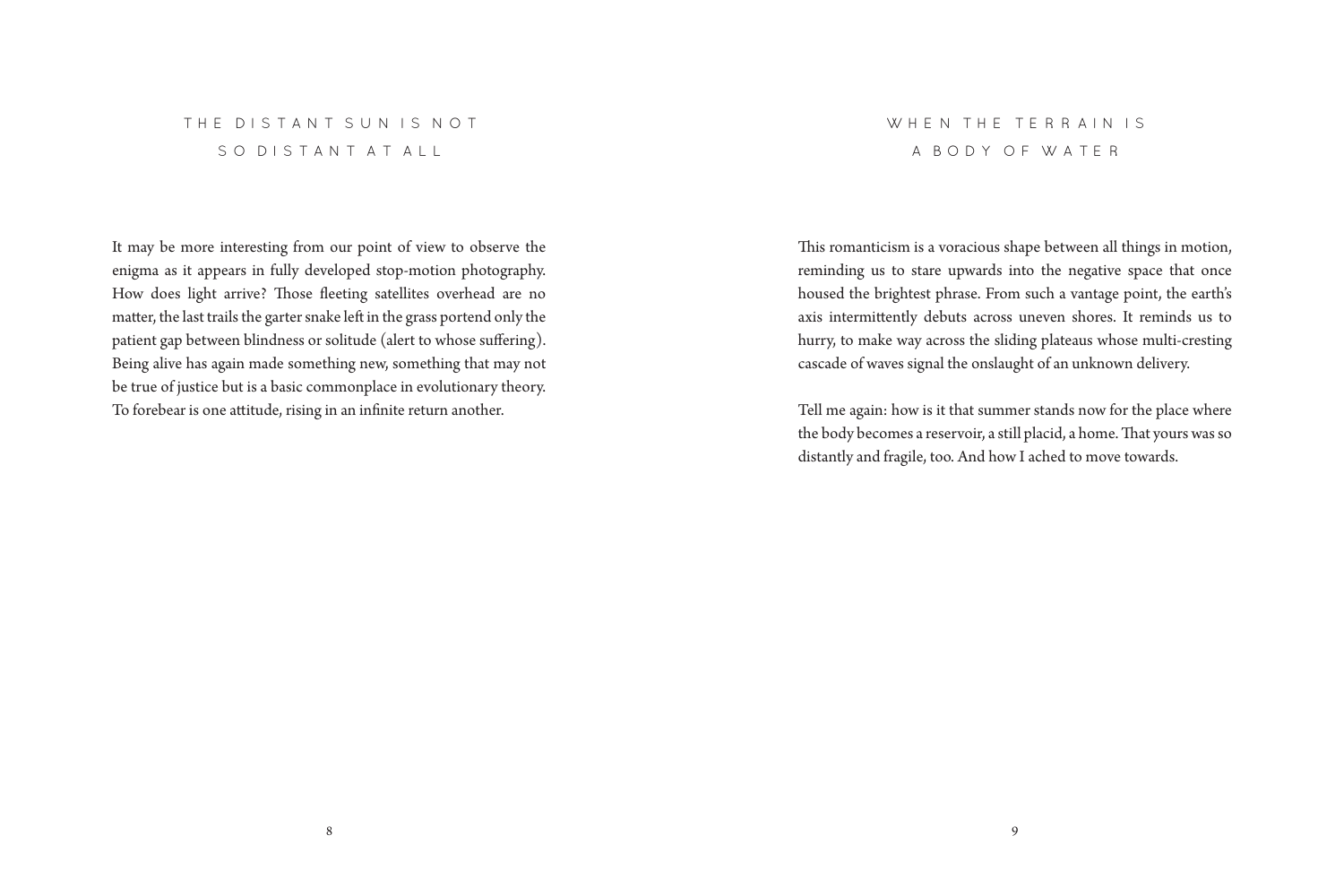## THE DISTANT SUN IS NOT SO DISTANT AT ALL

It may be more interesting from our point of view to observe the enigma as it appears in fully developed stop-motion photography. How does light arrive? Those fleeting satellites overhead are no matter, the last trails the garter snake left in the grass portend only the patient gap between blindness or solitude (alert to whose suffering). Being alive has again made something new, something that may not be true of justice but is a basic commonplace in evolutionary theory. To forebear is one attitude, rising in an infinite return another.

## WHEN THE TERRAIN IS A BODY OF WATER

This romanticism is a voracious shape between all things in motion, reminding us to stare upwards into the negative space that once housed the brightest phrase. From such a vantage point, the earth's axis intermittently debuts across uneven shores. It reminds us to hurry, to make way across the sliding plateaus whose multi-cresting cascade of waves signal the onslaught of an unknown delivery.

Tell me again: how is it that summer stands now for the place where the body becomes a reservoir, a still placid, a home. That yours was so distantly and fragile, too. And how I ached to move towards.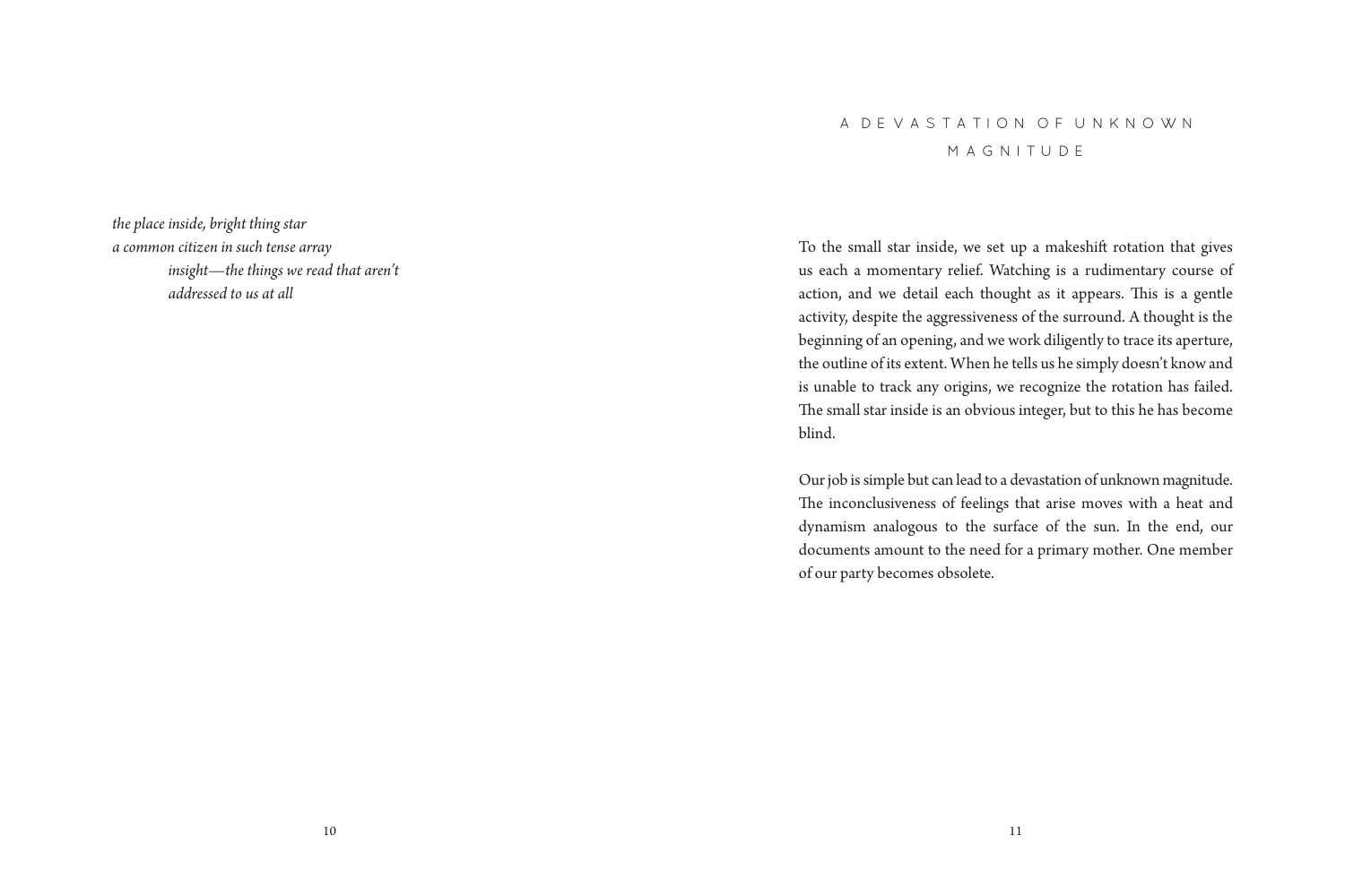*the place inside, bright thing star*
*a common citizen in such tense array*
&nbsp;&nbsp;&nbsp;&nbsp;&nbsp;&nbsp;&nbsp;&nbsp;*insight—the things we read that aren't*
&nbsp;&nbsp;&nbsp;&nbsp;&nbsp;&nbsp;&nbsp;&nbsp;*addressed to us at all*

## A DEVASTATION OF UNKNOWN MAGNITUDE

To the small star inside, we set up a makeshift rotation that gives us each a momentary relief. Watching is a rudimentary course of action, and we detail each thought as it appears. This is a gentle activity, despite the aggressiveness of the surround. A thought is the beginning of an opening, and we work diligently to trace its aperture, the outline of its extent. When he tells us he simply doesn't know and is unable to track any origins, we recognize the rotation has failed. The small star inside is an obvious integer, but to this he has become blind.

Our job is simple but can lead to a devastation of unknown magnitude. The inconclusiveness of feelings that arise moves with a heat and dynamism analogous to the surface of the sun. In the end, our documents amount to the need for a primary mother. One member of our party becomes obsolete.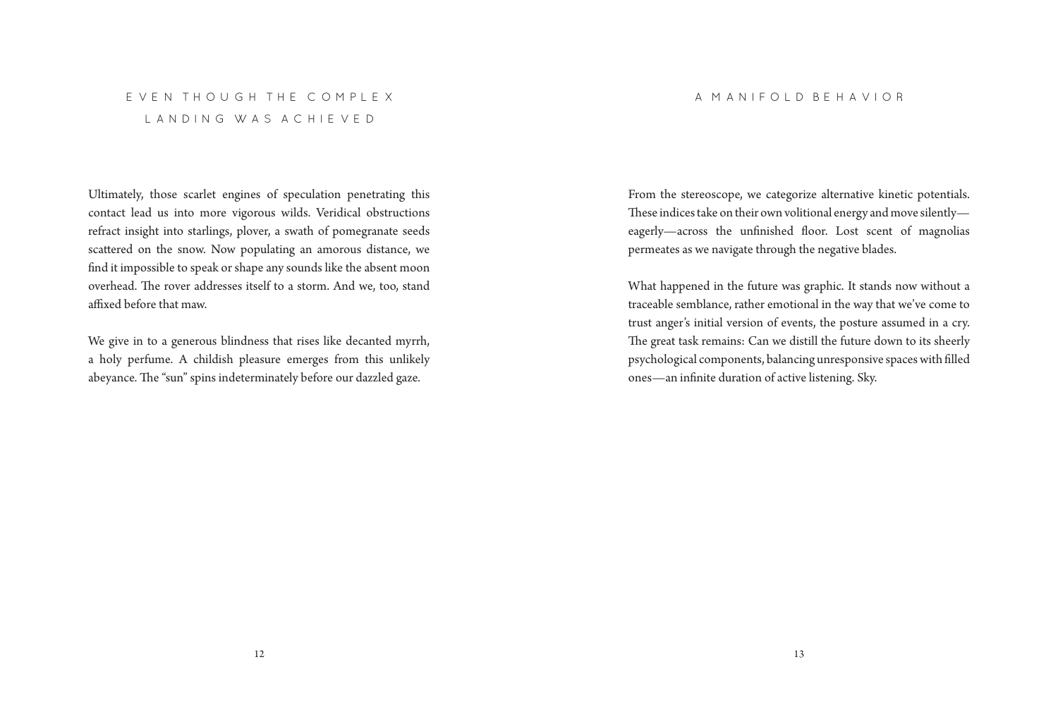## EVEN THOUGH THE COMPLEX LANDING WAS ACHIEVED

Ultimately, those scarlet engines of speculation penetrating this contact lead us into more vigorous wilds. Veridical obstructions refract insight into starlings, plover, a swath of pomegranate seeds scattered on the snow. Now populating an amorous distance, we find it impossible to speak or shape any sounds like the absent moon overhead. The rover addresses itself to a storm. And we, too, stand affixed before that maw.

We give in to a generous blindness that rises like decanted myrrh, a holy perfume. A childish pleasure emerges from this unlikely abeyance. The "sun" spins indeterminately before our dazzled gaze.

## A MANIFOLD BEHAVIOR

From the stereoscope, we categorize alternative kinetic potentials. These indices take on their own volitional energy and move silently—eagerly—across the unfinished floor. Lost scent of magnolias permeates as we navigate through the negative blades.

What happened in the future was graphic. It stands now without a traceable semblance, rather emotional in the way that we've come to trust anger's initial version of events, the posture assumed in a cry. The great task remains: Can we distill the future down to its sheerly psychological components, balancing unresponsive spaces with filled ones—an infinite duration of active listening. Sky.